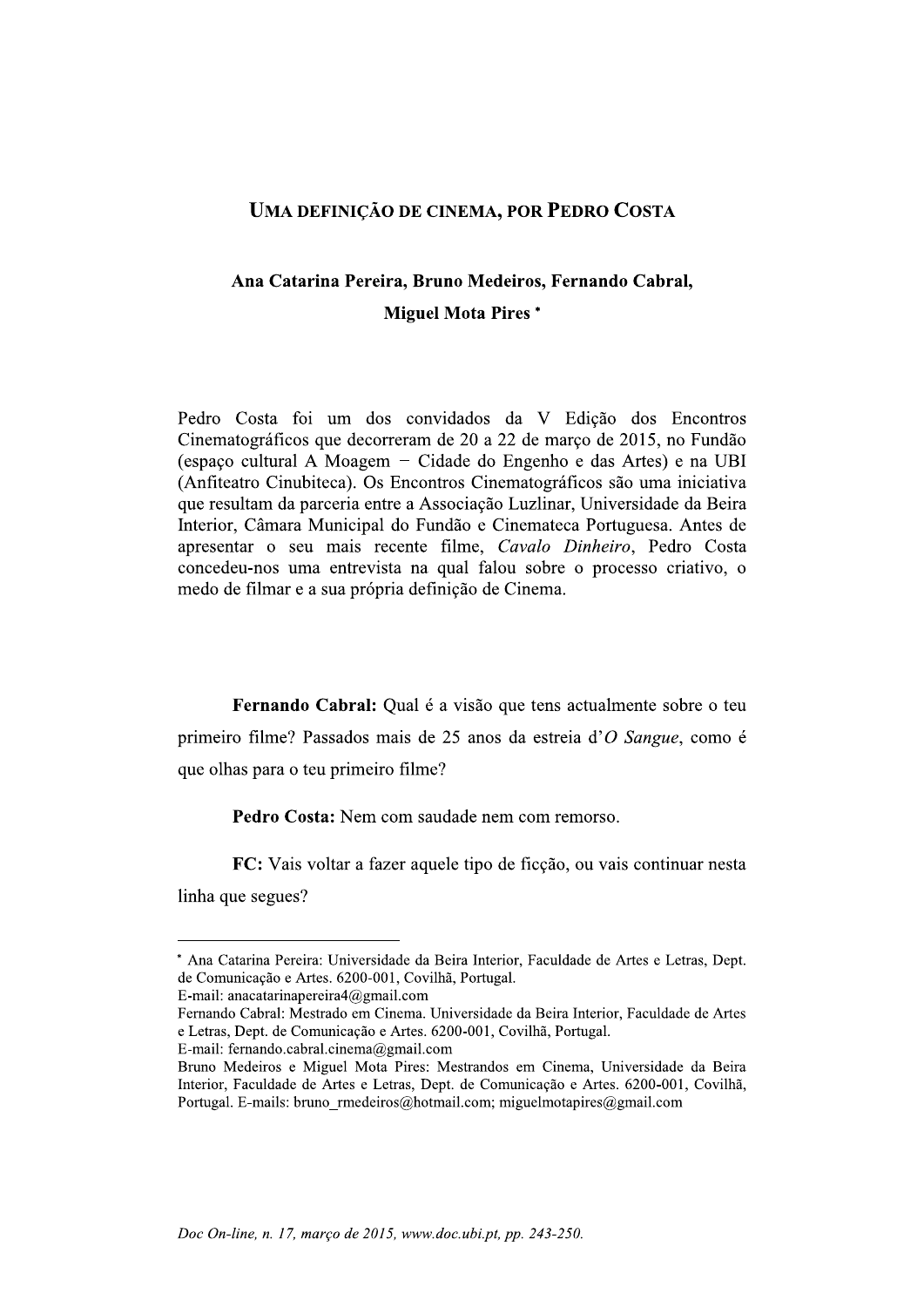# Uma definição de cinema, por Pedro Costa

**Ana Catarina Pereira, Bruno Medeiros, Fernando Cabral, Miguel Mota Pires** *

Pedro Costa foi um dos convidados da V Edição dos Encontros Cinematográficos que decorreram de 20 a 22 de março de 2015, no Fundão (espaço cultural A Moagem − Cidade do Engenho e das Artes) e na UBI (Anfiteatro Cinubiteca). Os Encontros Cinematográficos são uma iniciativa que resultam da parceria entre a Associação Luzlinar, Universidade da Beira Interior, Câmara Municipal do Fundão e Cinemateca Portuguesa. Antes de apresentar o seu mais recente filme, *Cavalo Dinheiro*, Pedro Costa concedeu-nos uma entrevista na qual falou sobre o processo criativo, o medo de filmar e a sua própria definição de Cinema.

**Fernando Cabral:** Qual é a visão que tens actualmente sobre o teu primeiro filme? Passados mais de 25 anos da estreia d'*O Sangue*, como é que olhas para o teu primeiro filme?

**Pedro Costa:** Nem com saudade nem com remorso.

**FC:** Vais voltar a fazer aquele tipo de ficção, ou vais continuar nesta linha que segues?

---

\* Ana Catarina Pereira: Universidade da Beira Interior, Faculdade de Artes e Letras, Dept. de Comunicação e Artes. 6200-001, Covilhã, Portugal.
E-mail: anacatarinapereira4@gmail.com
Fernando Cabral: Mestrado em Cinema. Universidade da Beira Interior, Faculdade de Artes e Letras, Dept. de Comunicação e Artes. 6200-001, Covilhã, Portugal.
E-mail: fernando.cabral.cinema@gmail.com
Bruno Medeiros e Miguel Mota Pires: Mestrandos em Cinema, Universidade da Beira Interior, Faculdade de Artes e Letras, Dept. de Comunicação e Artes. 6200-001, Covilhã, Portugal. E-mails: bruno_rmedeiros@hotmail.com; miguelmotapires@gmail.com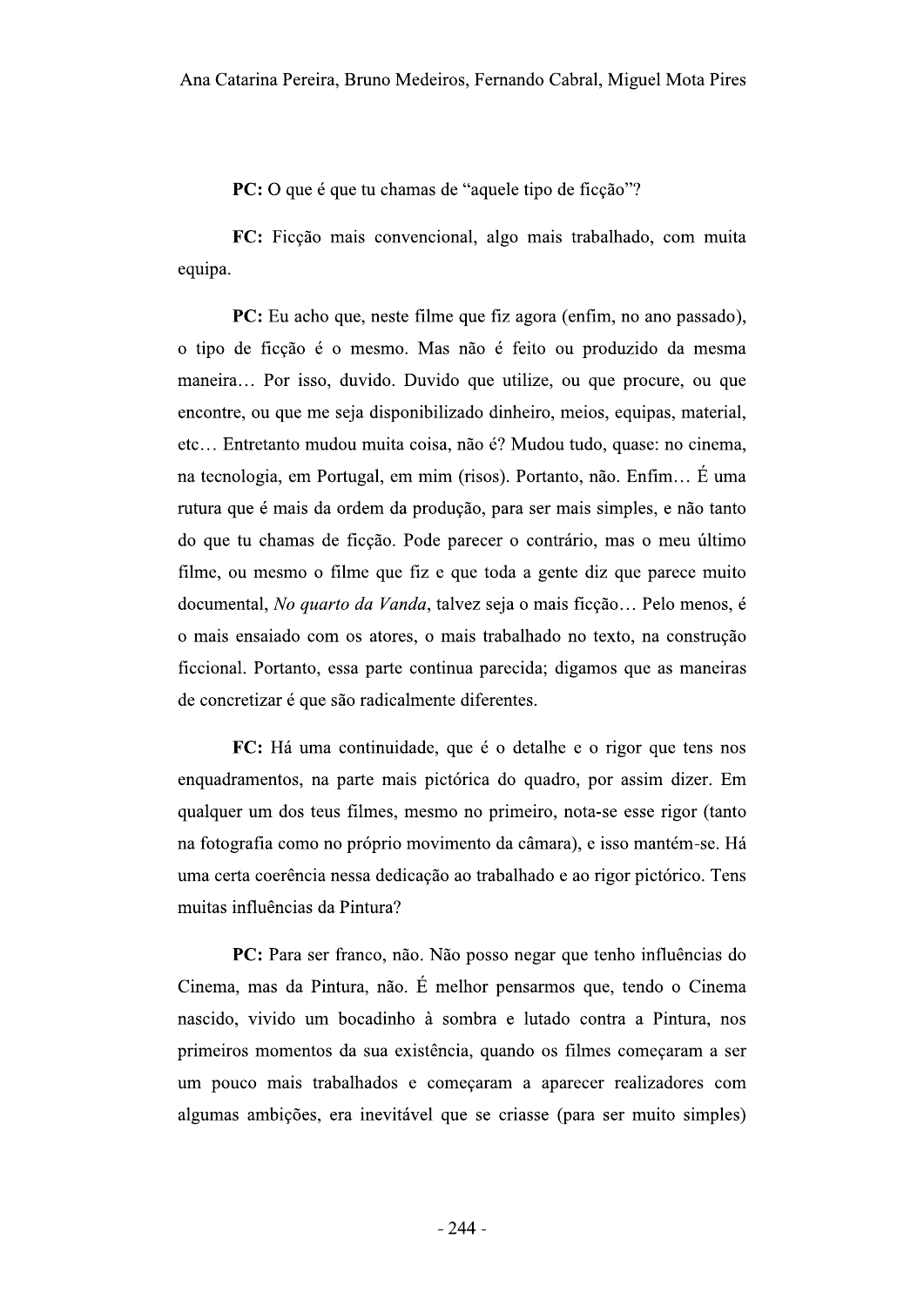**PC:** O que é que tu chamas de "aquele tipo de ficção"?

**FC:** Ficção mais convencional, algo mais trabalhado, com muita equipa.

**PC:** Eu acho que, neste filme que fiz agora (enfim, no ano passado), o tipo de ficção é o mesmo. Mas não é feito ou produzido da mesma maneira… Por isso, duvido. Duvido que utilize, ou que procure, ou que encontre, ou que me seja disponibilizado dinheiro, meios, equipas, material, etc… Entretanto mudou muita coisa, não é? Mudou tudo, quase: no cinema, na tecnologia, em Portugal, em mim (risos). Portanto, não. Enfim… É uma rutura que é mais da ordem da produção, para ser mais simples, e não tanto do que tu chamas de ficção. Pode parecer o contrário, mas o meu último filme, ou mesmo o filme que fiz e que toda a gente diz que parece muito documental, *No quarto da Vanda*, talvez seja o mais ficção… Pelo menos, é o mais ensaiado com os atores, o mais trabalhado no texto, na construção ficcional. Portanto, essa parte continua parecida; digamos que as maneiras de concretizar é que são radicalmente diferentes.

**FC:** Há uma continuidade, que é o detalhe e o rigor que tens nos enquadramentos, na parte mais pictórica do quadro, por assim dizer. Em qualquer um dos teus filmes, mesmo no primeiro, nota-se esse rigor (tanto na fotografia como no próprio movimento da câmara), e isso mantém-se. Há uma certa coerência nessa dedicação ao trabalhado e ao rigor pictórico. Tens muitas influências da Pintura?

**PC:** Para ser franco, não. Não posso negar que tenho influências do Cinema, mas da Pintura, não. É melhor pensarmos que, tendo o Cinema nascido, vivido um bocadinho à sombra e lutado contra a Pintura, nos primeiros momentos da sua existência, quando os filmes começaram a ser um pouco mais trabalhados e começaram a aparecer realizadores com algumas ambições, era inevitável que se criasse (para ser muito simples)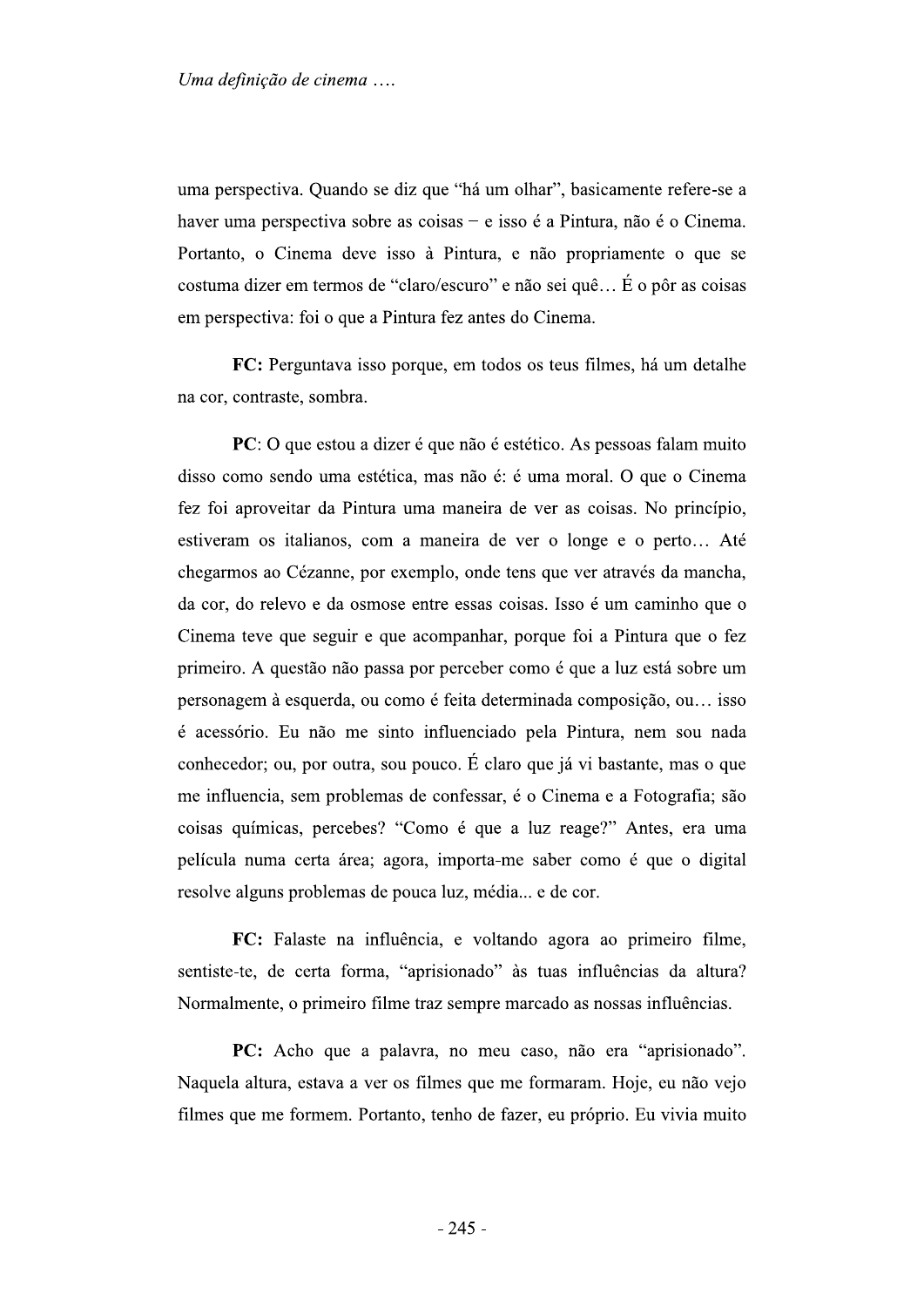uma perspectiva. Quando se diz que "há um olhar", basicamente refere-se a haver uma perspectiva sobre as coisas – e isso é a Pintura, não é o Cinema. Portanto, o Cinema deve isso à Pintura, e não propriamente o que se costuma dizer em termos de "claro/escuro" e não sei quê… É o pôr as coisas em perspectiva: foi o que a Pintura fez antes do Cinema.

**FC:** Perguntava isso porque, em todos os teus filmes, há um detalhe na cor, contraste, sombra.

**PC**: O que estou a dizer é que não é estético. As pessoas falam muito disso como sendo uma estética, mas não é: é uma moral. O que o Cinema fez foi aproveitar da Pintura uma maneira de ver as coisas. No princípio, estiveram os italianos, com a maneira de ver o longe e o perto… Até chegarmos ao Cézanne, por exemplo, onde tens que ver através da mancha, da cor, do relevo e da osmose entre essas coisas. Isso é um caminho que o Cinema teve que seguir e que acompanhar, porque foi a Pintura que o fez primeiro. A questão não passa por perceber como é que a luz está sobre um personagem à esquerda, ou como é feita determinada composição, ou… isso é acessório. Eu não me sinto influenciado pela Pintura, nem sou nada conhecedor; ou, por outra, sou pouco. É claro que já vi bastante, mas o que me influencia, sem problemas de confessar, é o Cinema e a Fotografia; são coisas químicas, percebes? "Como é que a luz reage?" Antes, era uma película numa certa área; agora, importa-me saber como é que o digital resolve alguns problemas de pouca luz, média... e de cor.

**FC:** Falaste na influência, e voltando agora ao primeiro filme, sentiste-te, de certa forma, "aprisionado" às tuas influências da altura? Normalmente, o primeiro filme traz sempre marcado as nossas influências.

**PC:** Acho que a palavra, no meu caso, não era "aprisionado". Naquela altura, estava a ver os filmes que me formaram. Hoje, eu não vejo filmes que me formem. Portanto, tenho de fazer, eu próprio. Eu vivia muito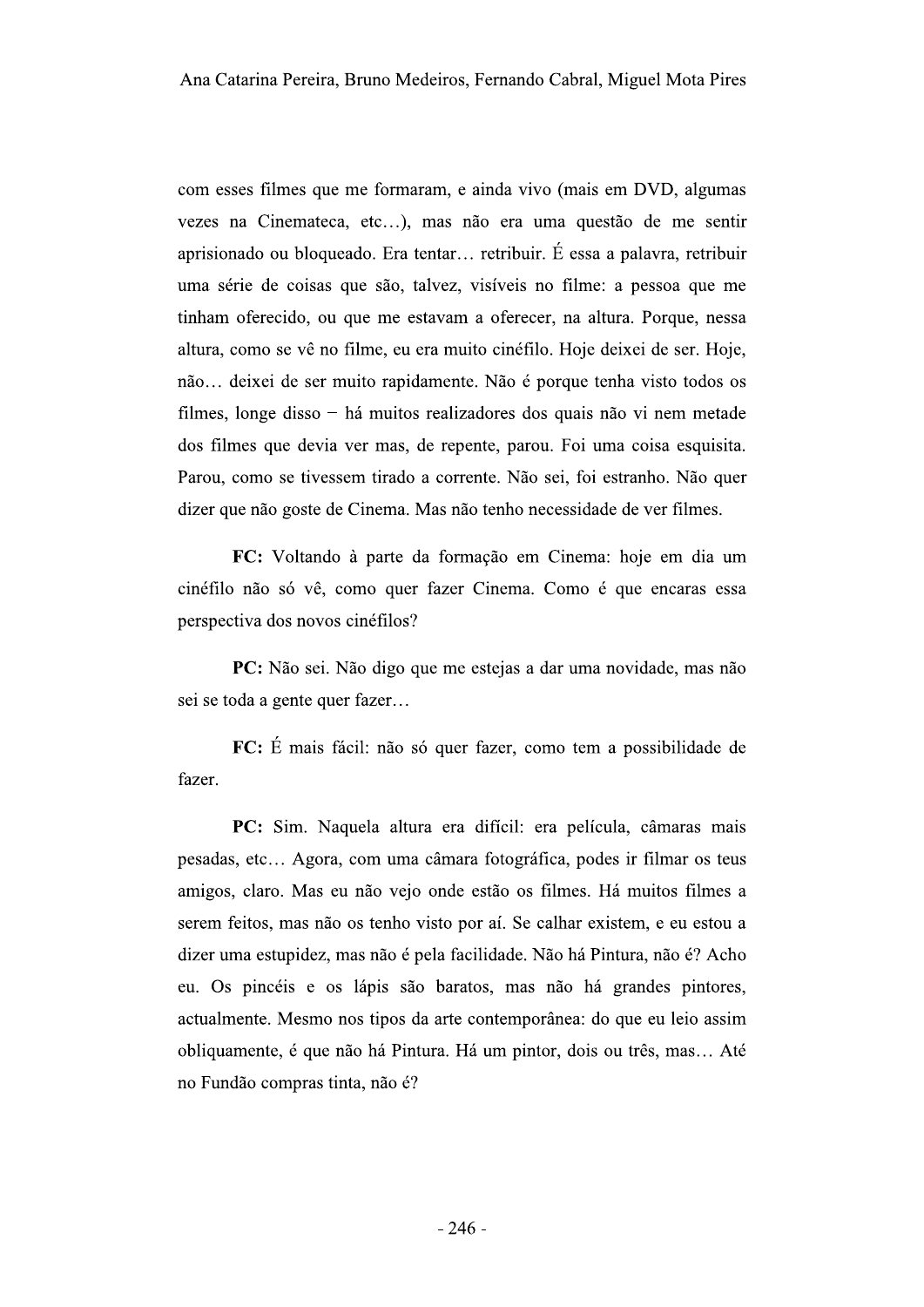com esses filmes que me formaram, e ainda vivo (mais em DVD, algumas vezes na Cinemateca, etc…), mas não era uma questão de me sentir aprisionado ou bloqueado. Era tentar… retribuir. É essa a palavra, retribuir uma série de coisas que são, talvez, visíveis no filme: a pessoa que me tinham oferecido, ou que me estavam a oferecer, na altura. Porque, nessa altura, como se vê no filme, eu era muito cinéfilo. Hoje deixei de ser. Hoje, não… deixei de ser muito rapidamente. Não é porque tenha visto todos os filmes, longe disso – há muitos realizadores dos quais não vi nem metade dos filmes que devia ver mas, de repente, parou. Foi uma coisa esquisita. Parou, como se tivessem tirado a corrente. Não sei, foi estranho. Não quer dizer que não goste de Cinema. Mas não tenho necessidade de ver filmes.

**FC:** Voltando à parte da formação em Cinema: hoje em dia um cinéfilo não só vê, como quer fazer Cinema. Como é que encaras essa perspectiva dos novos cinéfilos?

**PC:** Não sei. Não digo que me estejas a dar uma novidade, mas não sei se toda a gente quer fazer…

**FC:** É mais fácil: não só quer fazer, como tem a possibilidade de fazer.

**PC:** Sim. Naquela altura era difícil: era película, câmaras mais pesadas, etc… Agora, com uma câmara fotográfica, podes ir filmar os teus amigos, claro. Mas eu não vejo onde estão os filmes. Há muitos filmes a serem feitos, mas não os tenho visto por aí. Se calhar existem, e eu estou a dizer uma estupidez, mas não é pela facilidade. Não há Pintura, não é? Acho eu. Os pincéis e os lápis são baratos, mas não há grandes pintores, actualmente. Mesmo nos tipos da arte contemporânea: do que eu leio assim obliquamente, é que não há Pintura. Há um pintor, dois ou três, mas… Até no Fundão compras tinta, não é?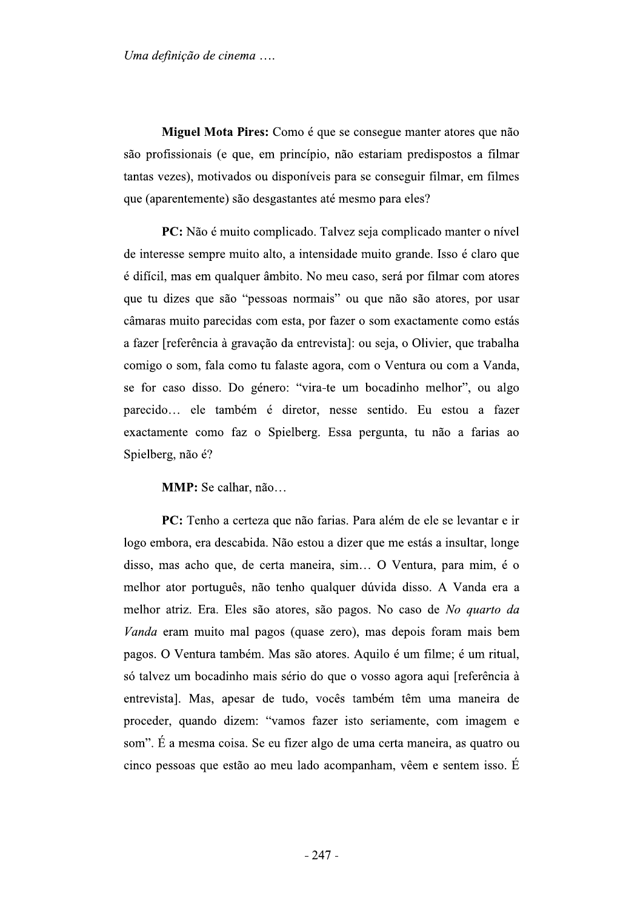**Miguel Mota Pires:** Como é que se consegue manter atores que não são profissionais (e que, em princípio, não estariam predispostos a filmar tantas vezes), motivados ou disponíveis para se conseguir filmar, em filmes que (aparentemente) são desgastantes até mesmo para eles?

**PC:** Não é muito complicado. Talvez seja complicado manter o nível de interesse sempre muito alto, a intensidade muito grande. Isso é claro que é difícil, mas em qualquer âmbito. No meu caso, será por filmar com atores que tu dizes que são "pessoas normais" ou que não são atores, por usar câmaras muito parecidas com esta, por fazer o som exactamente como estás a fazer [referência à gravação da entrevista]: ou seja, o Olivier, que trabalha comigo o som, fala como tu falaste agora, com o Ventura ou com a Vanda, se for caso disso. Do género: "vira-te um bocadinho melhor", ou algo parecido… ele também é diretor, nesse sentido. Eu estou a fazer exactamente como faz o Spielberg. Essa pergunta, tu não a farias ao Spielberg, não é?

**MMP:** Se calhar, não…

**PC:** Tenho a certeza que não farias. Para além de ele se levantar e ir logo embora, era descabida. Não estou a dizer que me estás a insultar, longe disso, mas acho que, de certa maneira, sim… O Ventura, para mim, é o melhor ator português, não tenho qualquer dúvida disso. A Vanda era a melhor atriz. Era. Eles são atores, são pagos. No caso de *No quarto da Vanda* eram muito mal pagos (quase zero), mas depois foram mais bem pagos. O Ventura também. Mas são atores. Aquilo é um filme; é um ritual, só talvez um bocadinho mais sério do que o vosso agora aqui [referência à entrevista]. Mas, apesar de tudo, vocês também têm uma maneira de proceder, quando dizem: "vamos fazer isto seriamente, com imagem e som". É a mesma coisa. Se eu fizer algo de uma certa maneira, as quatro ou cinco pessoas que estão ao meu lado acompanham, vêem e sentem isso. É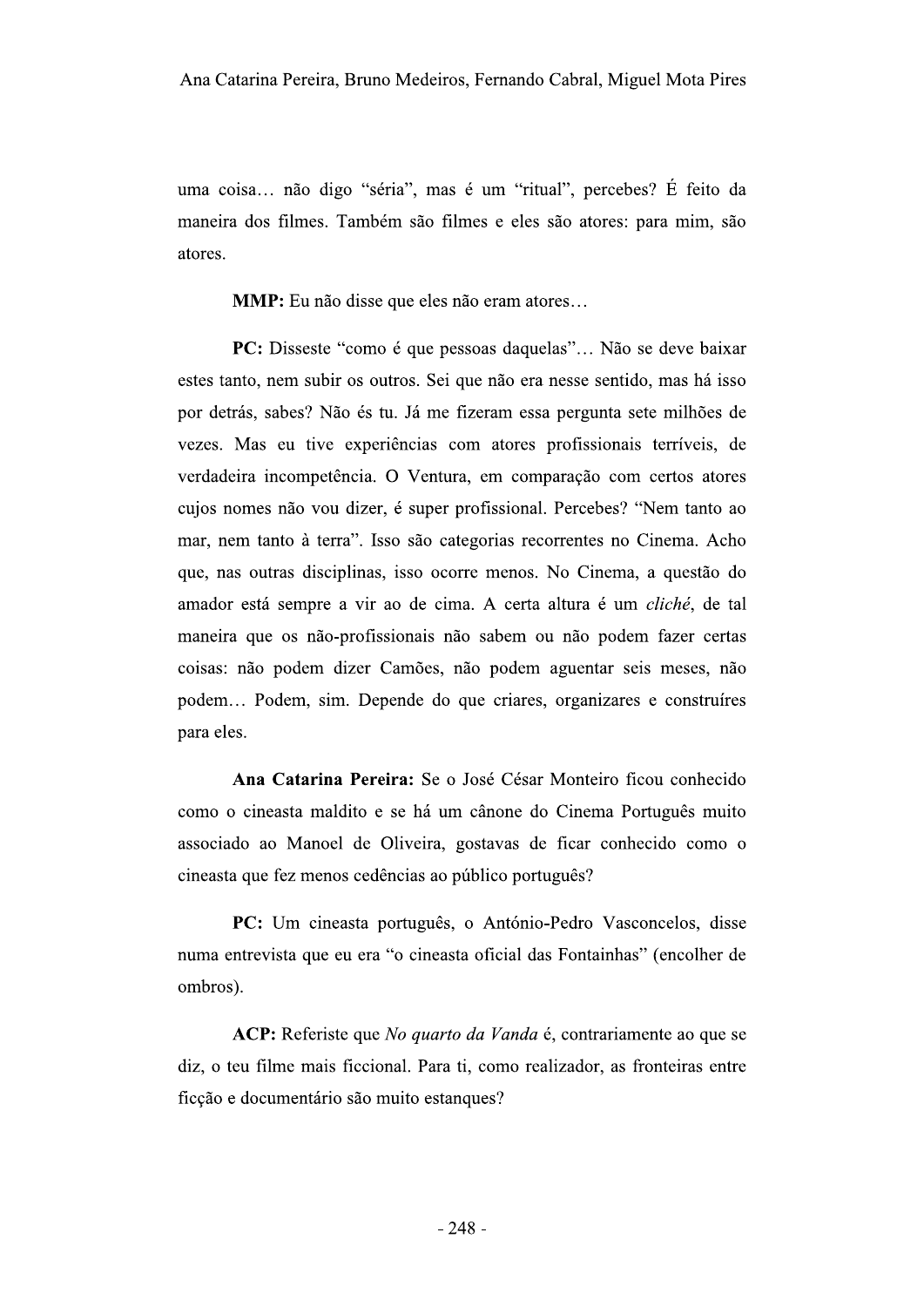uma coisa… não digo "séria", mas é um "ritual", percebes? É feito da maneira dos filmes. Também são filmes e eles são atores: para mim, são atores.

**MMP:** Eu não disse que eles não eram atores…

**PC:** Disseste "como é que pessoas daquelas"… Não se deve baixar estes tanto, nem subir os outros. Sei que não era nesse sentido, mas há isso por detrás, sabes? Não és tu. Já me fizeram essa pergunta sete milhões de vezes. Mas eu tive experiências com atores profissionais terríveis, de verdadeira incompetência. O Ventura, em comparação com certos atores cujos nomes não vou dizer, é super profissional. Percebes? "Nem tanto ao mar, nem tanto à terra". Isso são categorias recorrentes no Cinema. Acho que, nas outras disciplinas, isso ocorre menos. No Cinema, a questão do amador está sempre a vir ao de cima. A certa altura é um *cliché*, de tal maneira que os não-profissionais não sabem ou não podem fazer certas coisas: não podem dizer Camões, não podem aguentar seis meses, não podem… Podem, sim. Depende do que criares, organizares e construíres para eles.

**Ana Catarina Pereira:** Se o José César Monteiro ficou conhecido como o cineasta maldito e se há um cânone do Cinema Português muito associado ao Manoel de Oliveira, gostavas de ficar conhecido como o cineasta que fez menos cedências ao público português?

**PC:** Um cineasta português, o António-Pedro Vasconcelos, disse numa entrevista que eu era "o cineasta oficial das Fontainhas" (encolher de ombros).

**ACP:** Referiste que *No quarto da Vanda* é, contrariamente ao que se diz, o teu filme mais ficcional. Para ti, como realizador, as fronteiras entre ficção e documentário são muito estanques?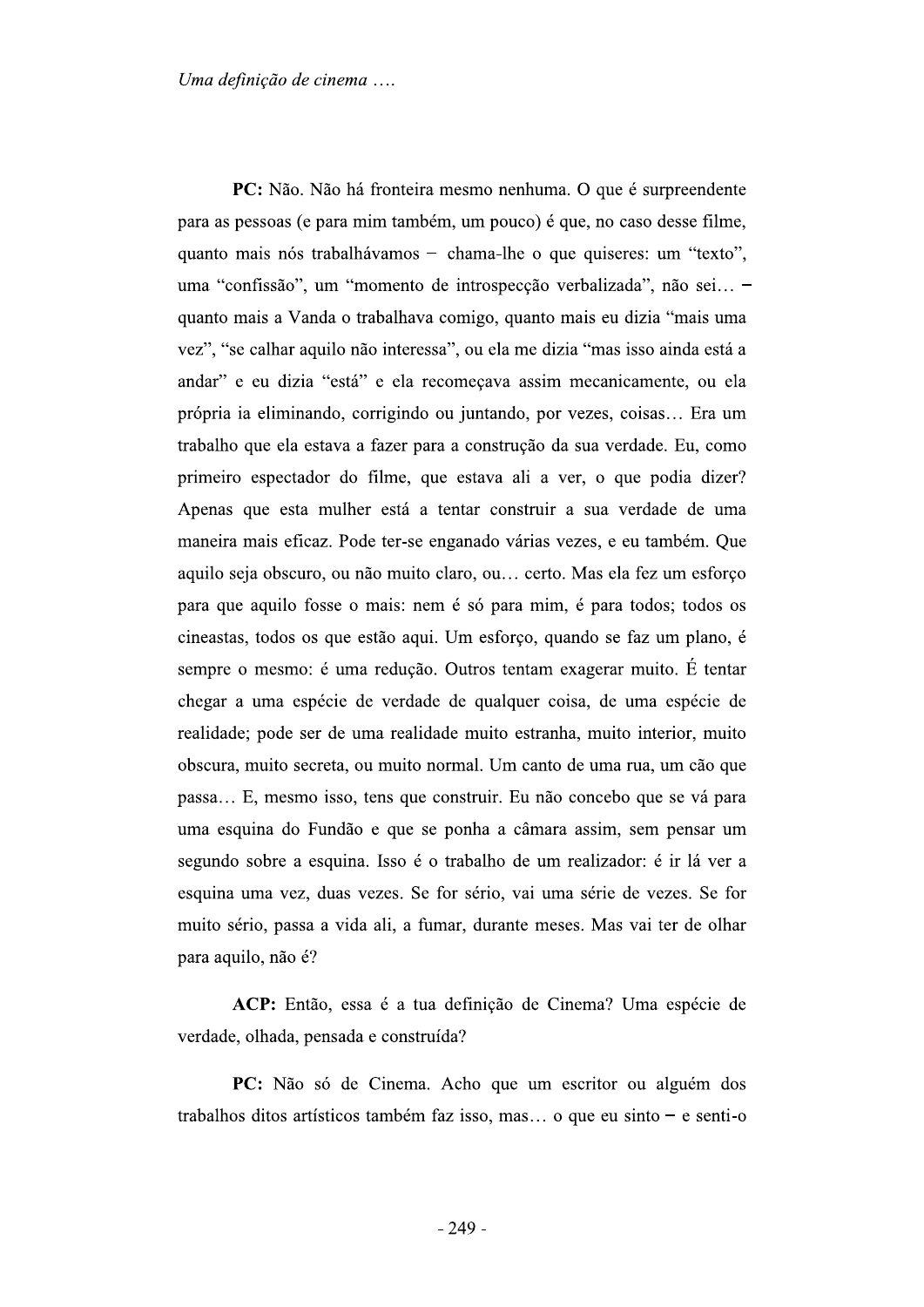**PC:** Não. Não há fronteira mesmo nenhuma. O que é surpreendente para as pessoas (e para mim também, um pouco) é que, no caso desse filme, quanto mais nós trabalhávamos – chama-lhe o que quiseres: um "texto", uma "confissão", um "momento de introspecção verbalizada", não sei… – quanto mais a Vanda o trabalhava comigo, quanto mais eu dizia "mais uma vez", "se calhar aquilo não interessa", ou ela me dizia "mas isso ainda está a andar" e eu dizia "está" e ela recomeçava assim mecanicamente, ou ela própria ia eliminando, corrigindo ou juntando, por vezes, coisas… Era um trabalho que ela estava a fazer para a construção da sua verdade. Eu, como primeiro espectador do filme, que estava ali a ver, o que podia dizer? Apenas que esta mulher está a tentar construir a sua verdade de uma maneira mais eficaz. Pode ter-se enganado várias vezes, e eu também. Que aquilo seja obscuro, ou não muito claro, ou… certo. Mas ela fez um esforço para que aquilo fosse o mais: nem é só para mim, é para todos; todos os cineastas, todos os que estão aqui. Um esforço, quando se faz um plano, é sempre o mesmo: é uma redução. Outros tentam exagerar muito. É tentar chegar a uma espécie de verdade de qualquer coisa, de uma espécie de realidade; pode ser de uma realidade muito estranha, muito interior, muito obscura, muito secreta, ou muito normal. Um canto de uma rua, um cão que passa… E, mesmo isso, tens que construir. Eu não concebo que se vá para uma esquina do Fundão e que se ponha a câmara assim, sem pensar um segundo sobre a esquina. Isso é o trabalho de um realizador: é ir lá ver a esquina uma vez, duas vezes. Se for sério, vai uma série de vezes. Se for muito sério, passa a vida ali, a fumar, durante meses. Mas vai ter de olhar para aquilo, não é?

**ACP:** Então, essa é a tua definição de Cinema? Uma espécie de verdade, olhada, pensada e construída?

**PC:** Não só de Cinema. Acho que um escritor ou alguém dos trabalhos ditos artísticos também faz isso, mas… o que eu sinto – e senti-o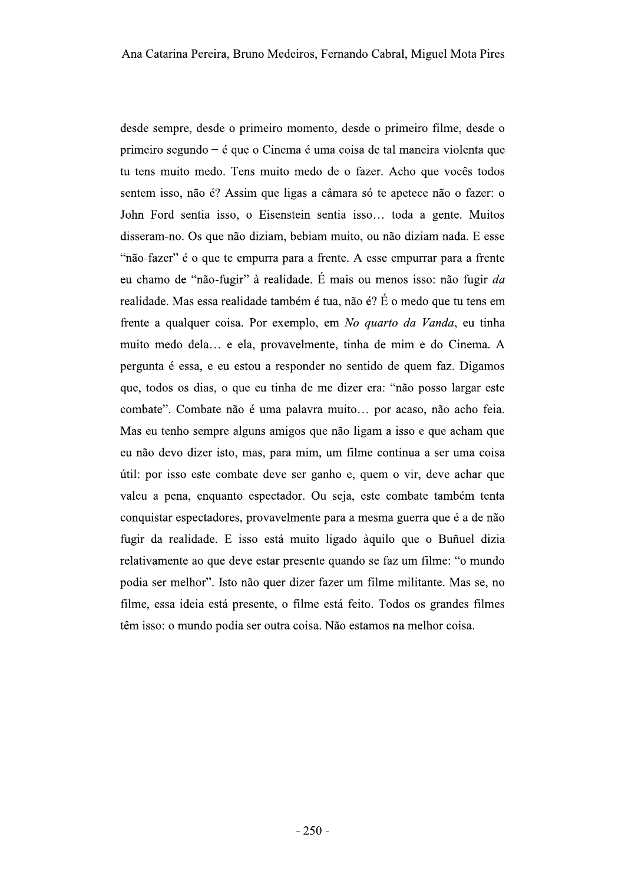desde sempre, desde o primeiro momento, desde o primeiro filme, desde o primeiro segundo − é que o Cinema é uma coisa de tal maneira violenta que tu tens muito medo. Tens muito medo de o fazer. Acho que vocês todos sentem isso, não é? Assim que ligas a câmara só te apetece não o fazer: o John Ford sentia isso, o Eisenstein sentia isso… toda a gente. Muitos disseram-no. Os que não diziam, bebiam muito, ou não diziam nada. E esse "não-fazer" é o que te empurra para a frente. A esse empurrar para a frente eu chamo de "não-fugir" à realidade. É mais ou menos isso: não fugir *da* realidade. Mas essa realidade também é tua, não é? É o medo que tu tens em frente a qualquer coisa. Por exemplo, em *No quarto da Vanda*, eu tinha muito medo dela… e ela, provavelmente, tinha de mim e do Cinema. A pergunta é essa, e eu estou a responder no sentido de quem faz. Digamos que, todos os dias, o que eu tinha de me dizer era: "não posso largar este combate". Combate não é uma palavra muito… por acaso, não acho feia. Mas eu tenho sempre alguns amigos que não ligam a isso e que acham que eu não devo dizer isto, mas, para mim, um filme continua a ser uma coisa útil: por isso este combate deve ser ganho e, quem o vir, deve achar que valeu a pena, enquanto espectador. Ou seja, este combate também tenta conquistar espectadores, provavelmente para a mesma guerra que é a de não fugir da realidade. E isso está muito ligado àquilo que o Buñuel dizia relativamente ao que deve estar presente quando se faz um filme: "o mundo podia ser melhor". Isto não quer dizer fazer um filme militante. Mas se, no filme, essa ideia está presente, o filme está feito. Todos os grandes filmes têm isso: o mundo podia ser outra coisa. Não estamos na melhor coisa.